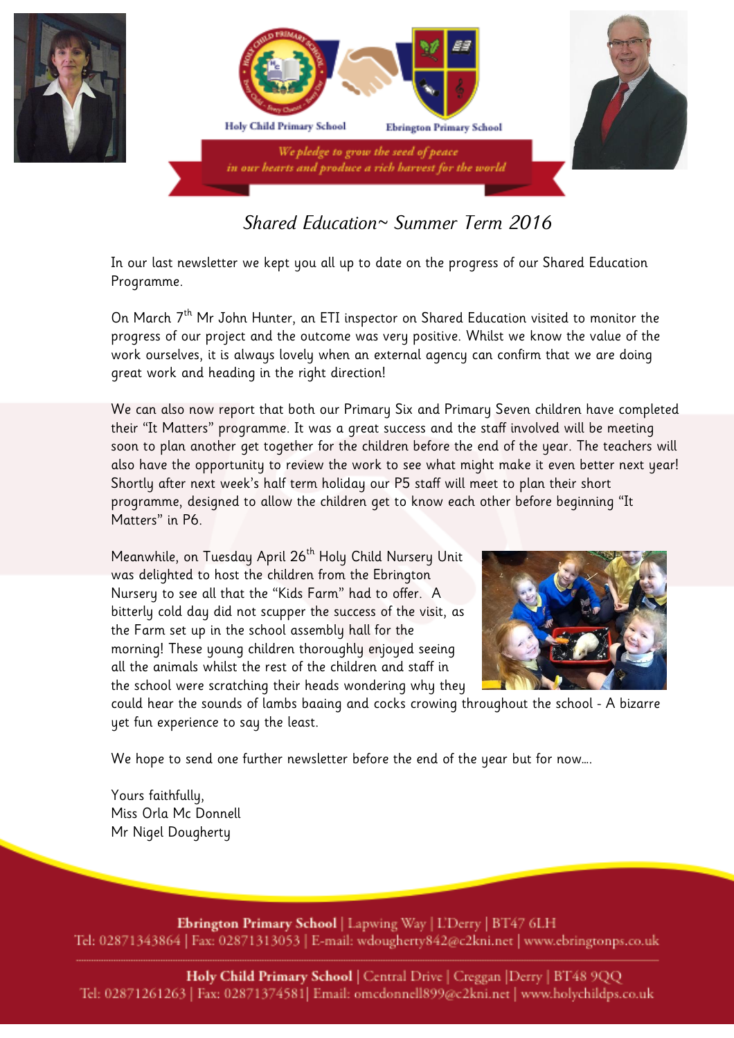Holy Child Primary School

Ebrington Primary School

*We pledge to grow the seed of peace in our hearts and produce a rich harvest for the world*

# *Shared Education~ Summer Term 2016*

In our last newsletter we kept you all up to date on the progress of our Shared Education Programme.

On March 7th Mr John Hunter, an ETI inspector on Shared Education visited to monitor the progress of our project and the outcome was very positive. Whilst we know the value of the work ourselves, it is always lovely when an external agency can confirm that we are doing great work and heading in the right direction!

We can also now report that both our Primary Six and Primary Seven children have completed their "It Matters" programme. It was a great success and the staff involved will be meeting soon to plan another get together for the children before the end of the year. The teachers will also have the opportunity to review the work to see what might make it even better next year! Shortly after next week's half term holiday our P5 staff will meet to plan their short programme, designed to allow the children get to know each other before beginning "It Matters" in P6.

Meanwhile, on Tuesday April 26th Holy Child Nursery Unit was delighted to host the children from the Ebrington Nursery to see all that the "Kids Farm" had to offer. A bitterly cold day did not scupper the success of the visit, as the Farm set up in the school assembly hall for the morning! These young children thoroughly enjoyed seeing all the animals whilst the rest of the children and staff in the school were scratching their heads wondering why they could hear the sounds of lambs baaing and cocks crowing throughout the school - A bizarre yet fun experience to say the least.

We hope to send one further newsletter before the end of the year but for now….

Yours faithfully,
Miss Orla Mc Donnell
Mr Nigel Dougherty

**Ebrington Primary School** | Lapwing Way | L'Derry | BT47 6LH
Tel: 02871343864 | Fax: 02871313053 | E-mail: wdougherty842@c2kni.net | www.ebringtonps.co.uk

**Holy Child Primary School** | Central Drive | Creggan |Derry | BT48 9QQ
Tel: 02871261263 | Fax: 02871374581| Email: omcdonnell899@c2kni.net | www.holychildps.co.uk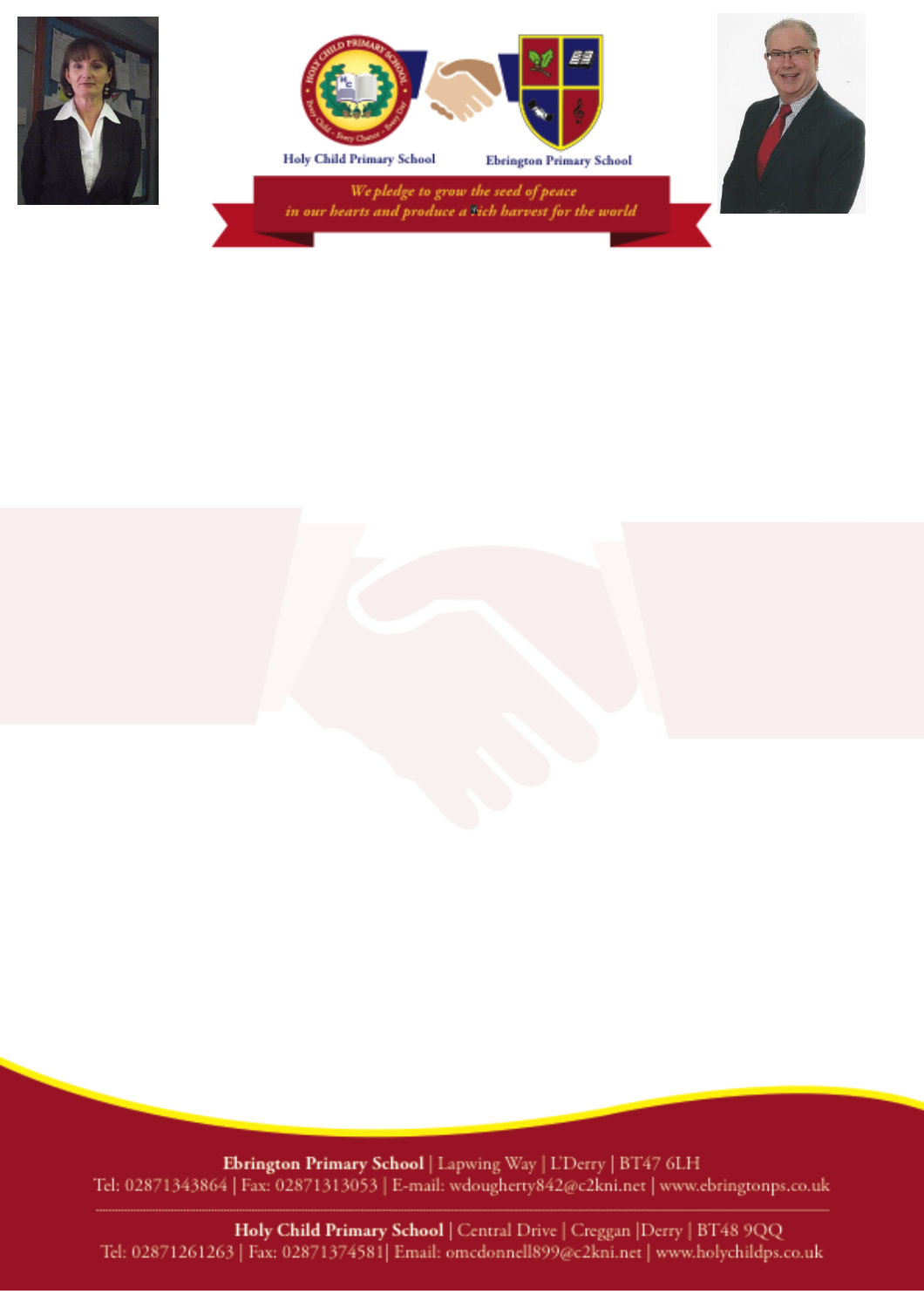Holy Child Primary School

Ebrington Primary School

*We pledge to grow the seed of peace in our hearts and produce a rich harvest for the world*

**Ebrington Primary School** | Lapwing Way | L'Derry | BT47 6LH
Tel: 02871343864 | Fax: 02871313053 | E-mail: wdougherty842@c2kni.net | www.ebringtonps.co.uk

**Holy Child Primary School** | Central Drive | Creggan |Derry | BT48 9QQ
Tel: 02871261263 | Fax: 02871374581| Email: omcdonnell899@c2kni.net | www.holychildps.co.uk